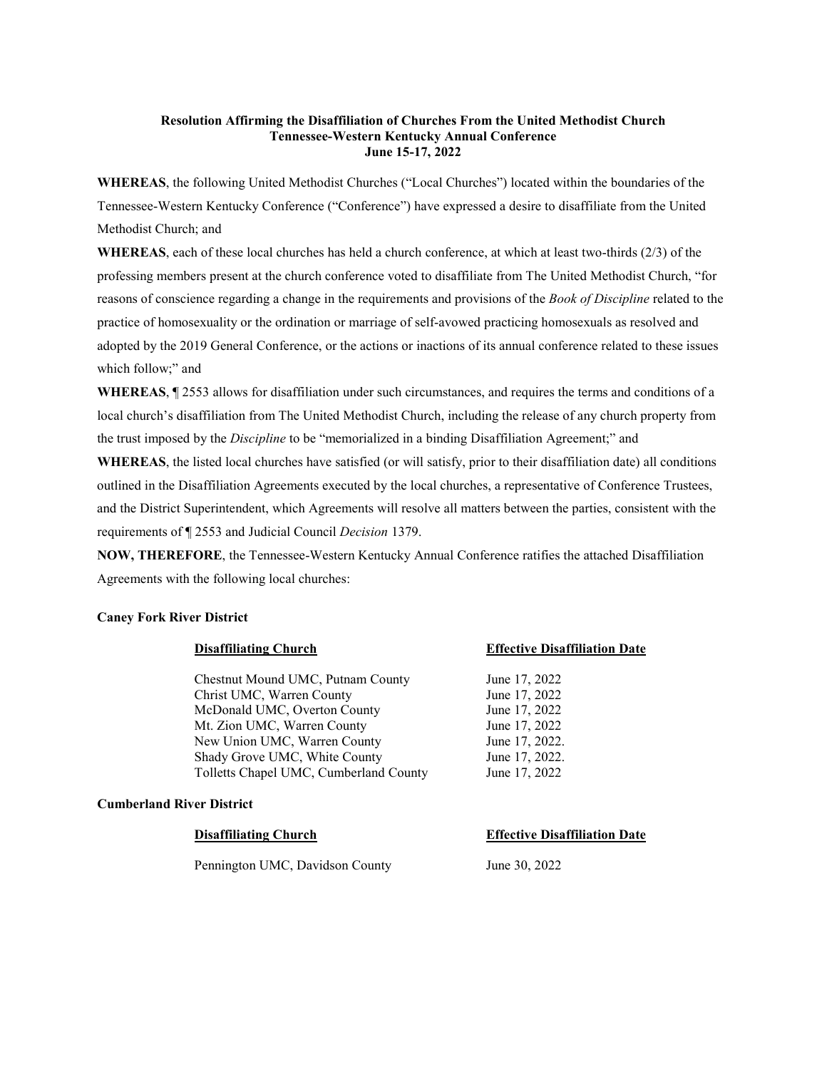**Resolution Affirming the Disaffiliation of Churches From the United Methodist Church**
**Tennessee-Western Kentucky Annual Conference**
**June 15-17, 2022**

**WHEREAS**, the following United Methodist Churches ("Local Churches") located within the boundaries of the Tennessee-Western Kentucky Conference ("Conference") have expressed a desire to disaffiliate from the United Methodist Church; and

**WHEREAS**, each of these local churches has held a church conference, at which at least two-thirds (2/3) of the professing members present at the church conference voted to disaffiliate from The United Methodist Church, "for reasons of conscience regarding a change in the requirements and provisions of the *Book of Discipline* related to the practice of homosexuality or the ordination or marriage of self-avowed practicing homosexuals as resolved and adopted by the 2019 General Conference, or the actions or inactions of its annual conference related to these issues which follow;" and

**WHEREAS**, ¶ 2553 allows for disaffiliation under such circumstances, and requires the terms and conditions of a local church's disaffiliation from The United Methodist Church, including the release of any church property from the trust imposed by the *Discipline* to be "memorialized in a binding Disaffiliation Agreement;" and

**WHEREAS**, the listed local churches have satisfied (or will satisfy, prior to their disaffiliation date) all conditions outlined in the Disaffiliation Agreements executed by the local churches, a representative of Conference Trustees, and the District Superintendent, which Agreements will resolve all matters between the parties, consistent with the requirements of ¶ 2553 and Judicial Council *Decision* 1379.

**NOW, THEREFORE**, the Tennessee-Western Kentucky Annual Conference ratifies the attached Disaffiliation Agreements with the following local churches:

**Caney Fork River District**

| Disaffiliating Church | Effective Disaffiliation Date |
|---|---|
| Chestnut Mound UMC, Putnam County | June 17, 2022 |
| Christ UMC, Warren County | June 17, 2022 |
| McDonald UMC, Overton County | June 17, 2022 |
| Mt. Zion UMC, Warren County | June 17, 2022 |
| New Union UMC, Warren County | June 17, 2022. |
| Shady Grove UMC, White County | June 17, 2022. |
| Tolletts Chapel UMC, Cumberland County | June 17, 2022 |

**Cumberland River District**

| Disaffiliating Church | Effective Disaffiliation Date |
|---|---|
| Pennington UMC, Davidson County | June 30, 2022 |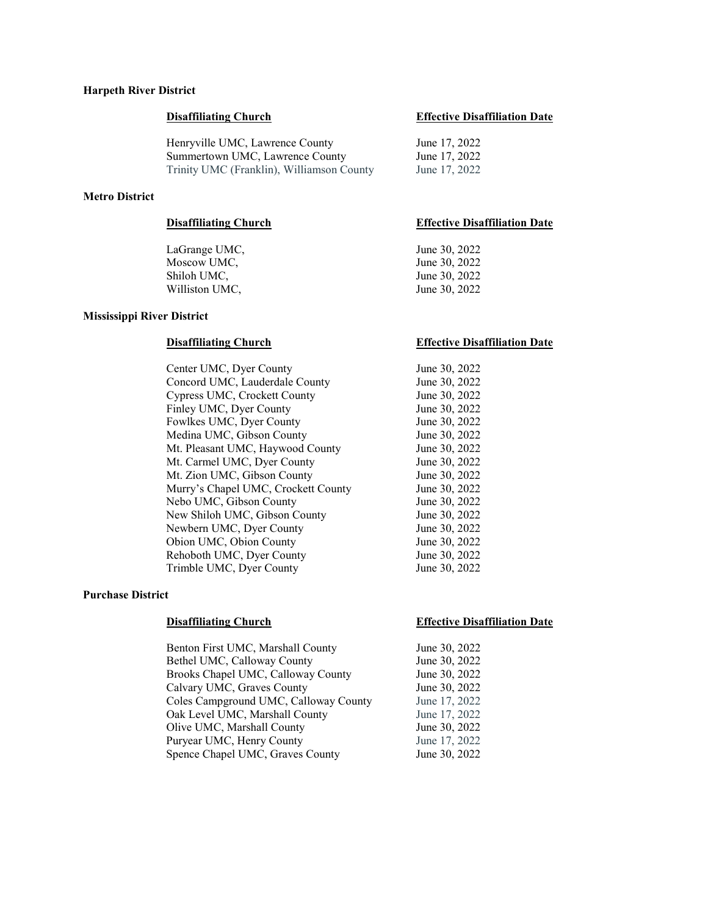**Harpeth River District**

| Disaffiliating Church | Effective Disaffiliation Date |
|---|---|
| Henryville UMC, Lawrence County | June 17, 2022 |
| Summertown UMC, Lawrence County | June 17, 2022 |
| Trinity UMC (Franklin), Williamson County | June 17, 2022 |

**Metro District**

| Disaffiliating Church | Effective Disaffiliation Date |
|---|---|
| LaGrange UMC, | June 30, 2022 |
| Moscow UMC, | June 30, 2022 |
| Shiloh UMC, | June 30, 2022 |
| Williston UMC, | June 30, 2022 |

**Mississippi River District**

| Disaffiliating Church | Effective Disaffiliation Date |
|---|---|
| Center UMC, Dyer County | June 30, 2022 |
| Concord UMC, Lauderdale County | June 30, 2022 |
| Cypress UMC, Crockett County | June 30, 2022 |
| Finley UMC, Dyer County | June 30, 2022 |
| Fowlkes UMC, Dyer County | June 30, 2022 |
| Medina UMC, Gibson County | June 30, 2022 |
| Mt. Pleasant UMC, Haywood County | June 30, 2022 |
| Mt. Carmel UMC, Dyer County | June 30, 2022 |
| Mt. Zion UMC, Gibson County | June 30, 2022 |
| Murry's Chapel UMC, Crockett County | June 30, 2022 |
| Nebo UMC, Gibson County | June 30, 2022 |
| New Shiloh UMC, Gibson County | June 30, 2022 |
| Newbern UMC, Dyer County | June 30, 2022 |
| Obion UMC, Obion County | June 30, 2022 |
| Rehoboth UMC, Dyer County | June 30, 2022 |
| Trimble UMC, Dyer County | June 30, 2022 |

**Purchase District**

| Disaffiliating Church | Effective Disaffiliation Date |
|---|---|
| Benton First UMC, Marshall County | June 30, 2022 |
| Bethel UMC, Calloway County | June 30, 2022 |
| Brooks Chapel UMC, Calloway County | June 30, 2022 |
| Calvary UMC, Graves County | June 30, 2022 |
| Coles Campground UMC, Calloway County | June 17, 2022 |
| Oak Level UMC, Marshall County | June 17, 2022 |
| Olive UMC, Marshall County | June 30, 2022 |
| Puryear UMC, Henry County | June 17, 2022 |
| Spence Chapel UMC, Graves County | June 30, 2022 |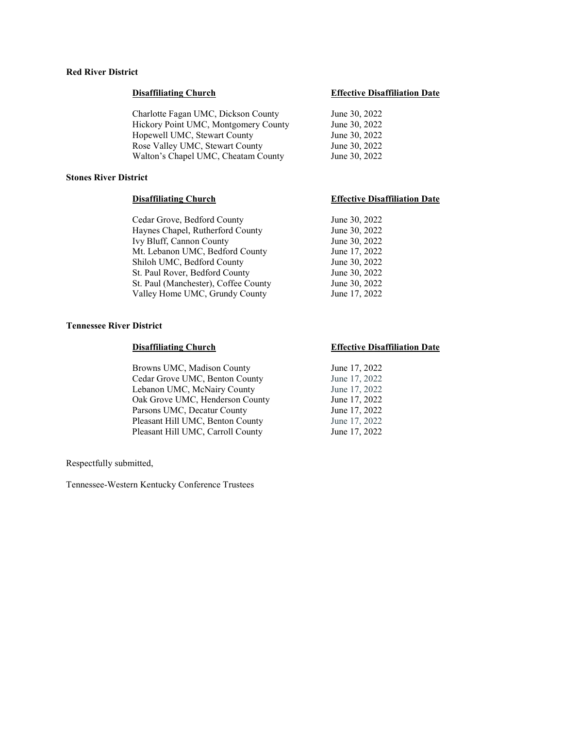**Red River District**

| Disaffiliating Church | Effective Disaffiliation Date |
| --- | --- |
| Charlotte Fagan UMC, Dickson County | June 30, 2022 |
| Hickory Point UMC, Montgomery County | June 30, 2022 |
| Hopewell UMC, Stewart County | June 30, 2022 |
| Rose Valley UMC, Stewart County | June 30, 2022 |
| Walton's Chapel UMC, Cheatam County | June 30, 2022 |

**Stones River District**

| Disaffiliating Church | Effective Disaffiliation Date |
| --- | --- |
| Cedar Grove, Bedford County | June 30, 2022 |
| Haynes Chapel, Rutherford County | June 30, 2022 |
| Ivy Bluff, Cannon County | June 30, 2022 |
| Mt. Lebanon UMC, Bedford County | June 17, 2022 |
| Shiloh UMC, Bedford County | June 30, 2022 |
| St. Paul Rover, Bedford County | June 30, 2022 |
| St. Paul (Manchester), Coffee County | June 30, 2022 |
| Valley Home UMC, Grundy County | June 17, 2022 |

**Tennessee River District**

| Disaffiliating Church | Effective Disaffiliation Date |
| --- | --- |
| Browns UMC, Madison County | June 17, 2022 |
| Cedar Grove UMC, Benton County | June 17, 2022 |
| Lebanon UMC, McNairy County | June 17, 2022 |
| Oak Grove UMC, Henderson County | June 17, 2022 |
| Parsons UMC, Decatur County | June 17, 2022 |
| Pleasant Hill UMC, Benton County | June 17, 2022 |
| Pleasant Hill UMC, Carroll County | June 17, 2022 |

Respectfully submitted,

Tennessee-Western Kentucky Conference Trustees